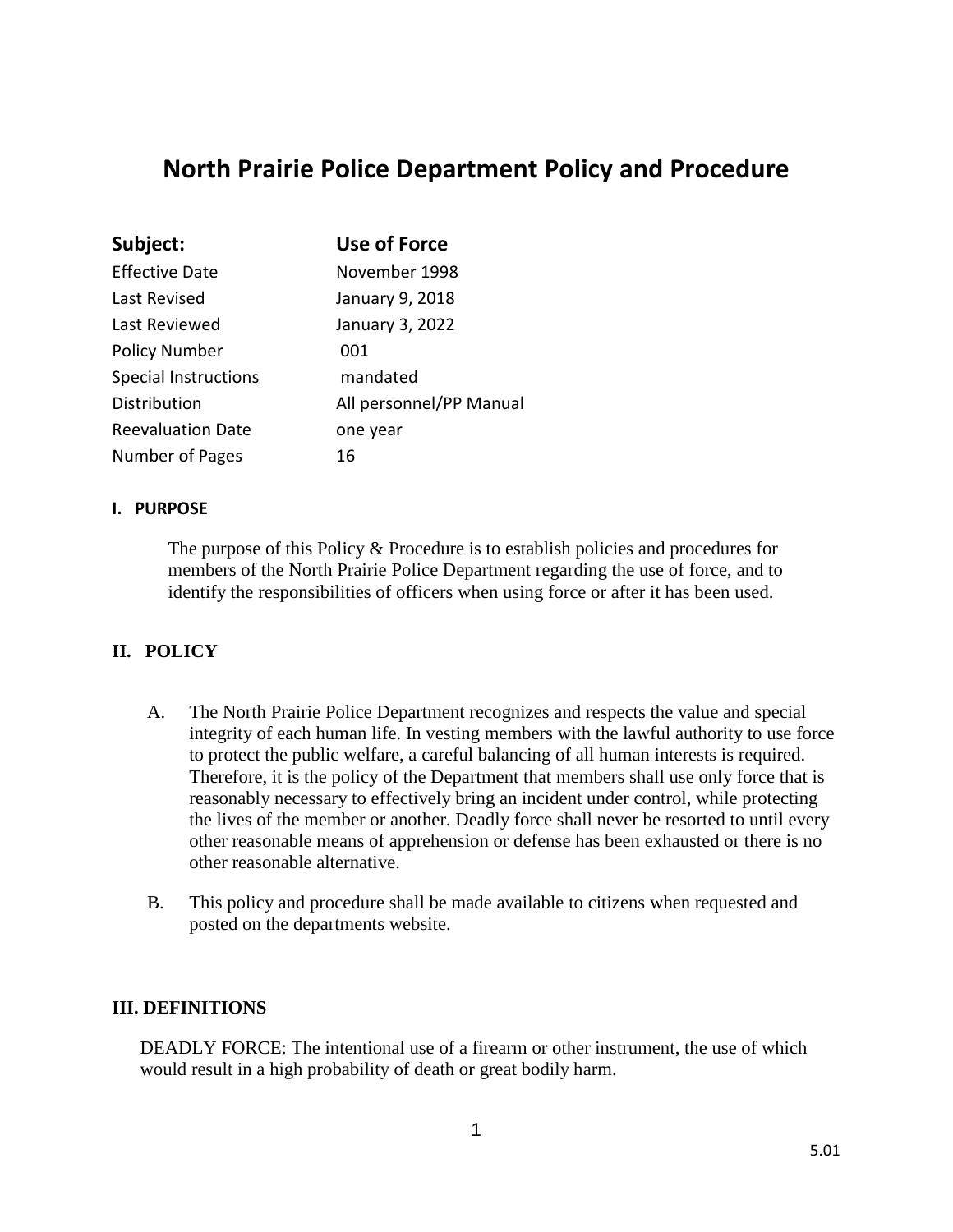# North Prairie Police Department Policy and Procedure

| **Subject:** | **Use of Force** |
|---|---|
| Effective Date | November 1998 |
| Last Revised | January 9, 2018 |
| Last Reviewed | January 3, 2022 |
| Policy Number | 001 |
| Special Instructions | mandated |
| Distribution | All personnel/PP Manual |
| Reevaluation Date | one year |
| Number of Pages | 16 |

## I. PURPOSE

The purpose of this Policy & Procedure is to establish policies and procedures for members of the North Prairie Police Department regarding the use of force, and to identify the responsibilities of officers when using force or after it has been used.

## II. POLICY

A. The North Prairie Police Department recognizes and respects the value and special integrity of each human life. In vesting members with the lawful authority to use force to protect the public welfare, a careful balancing of all human interests is required. Therefore, it is the policy of the Department that members shall use only force that is reasonably necessary to effectively bring an incident under control, while protecting the lives of the member or another. Deadly force shall never be resorted to until every other reasonable means of apprehension or defense has been exhausted or there is no other reasonable alternative.

B. This policy and procedure shall be made available to citizens when requested and posted on the departments website.

## III. DEFINITIONS

DEADLY FORCE: The intentional use of a firearm or other instrument, the use of which would result in a high probability of death or great bodily harm.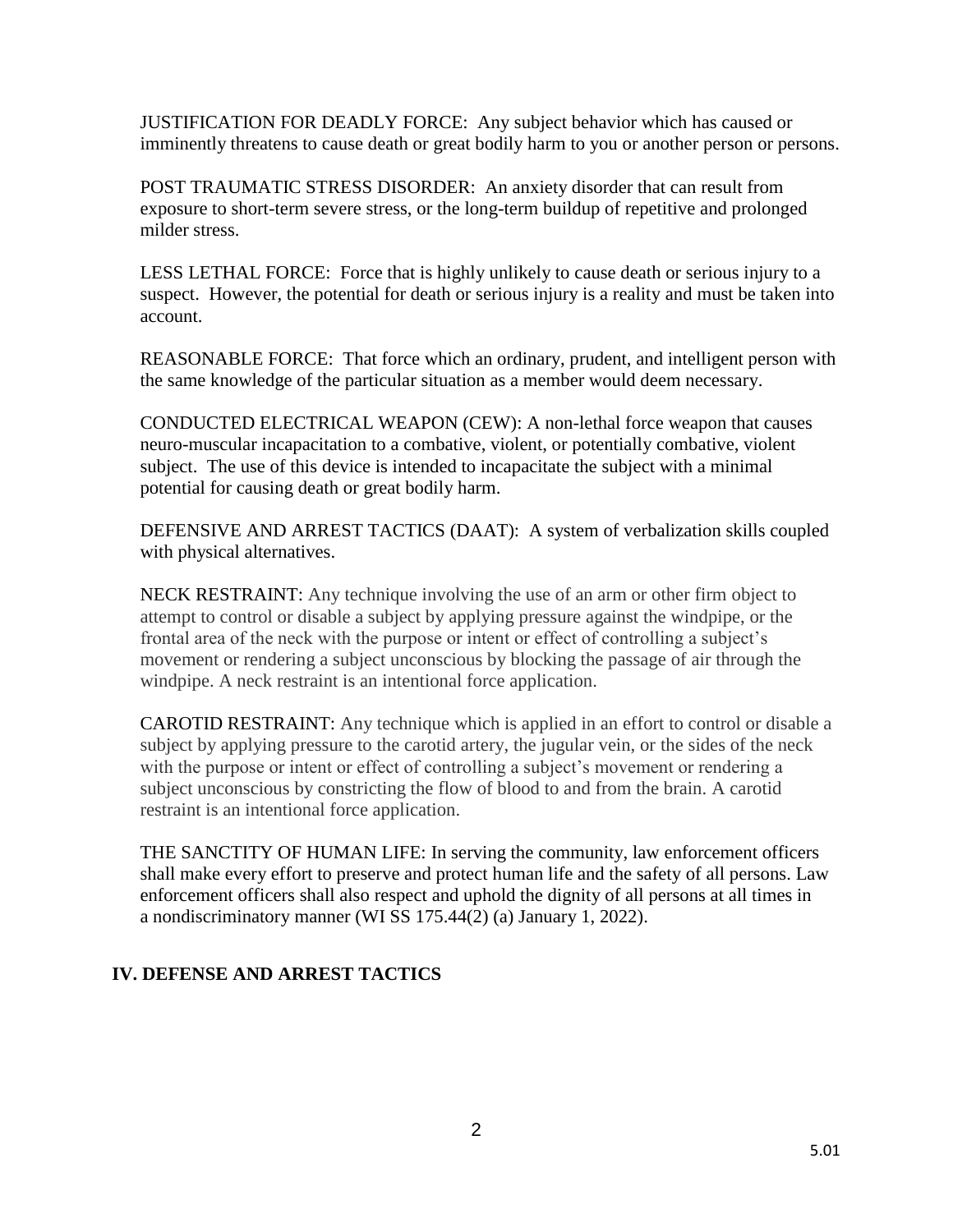JUSTIFICATION FOR DEADLY FORCE: Any subject behavior which has caused or imminently threatens to cause death or great bodily harm to you or another person or persons.

POST TRAUMATIC STRESS DISORDER: An anxiety disorder that can result from exposure to short-term severe stress, or the long-term buildup of repetitive and prolonged milder stress.

LESS LETHAL FORCE: Force that is highly unlikely to cause death or serious injury to a suspect. However, the potential for death or serious injury is a reality and must be taken into account.

REASONABLE FORCE: That force which an ordinary, prudent, and intelligent person with the same knowledge of the particular situation as a member would deem necessary.

CONDUCTED ELECTRICAL WEAPON (CEW): A non-lethal force weapon that causes neuro-muscular incapacitation to a combative, violent, or potentially combative, violent subject. The use of this device is intended to incapacitate the subject with a minimal potential for causing death or great bodily harm.

DEFENSIVE AND ARREST TACTICS (DAAT): A system of verbalization skills coupled with physical alternatives.

NECK RESTRAINT: Any technique involving the use of an arm or other firm object to attempt to control or disable a subject by applying pressure against the windpipe, or the frontal area of the neck with the purpose or intent or effect of controlling a subject's movement or rendering a subject unconscious by blocking the passage of air through the windpipe. A neck restraint is an intentional force application.

CAROTID RESTRAINT: Any technique which is applied in an effort to control or disable a subject by applying pressure to the carotid artery, the jugular vein, or the sides of the neck with the purpose or intent or effect of controlling a subject's movement or rendering a subject unconscious by constricting the flow of blood to and from the brain. A carotid restraint is an intentional force application.

THE SANCTITY OF HUMAN LIFE: In serving the community, law enforcement officers shall make every effort to preserve and protect human life and the safety of all persons. Law enforcement officers shall also respect and uphold the dignity of all persons at all times in a nondiscriminatory manner (WI SS 175.44(2) (a) January 1, 2022).

## IV. DEFENSE AND ARREST TACTICS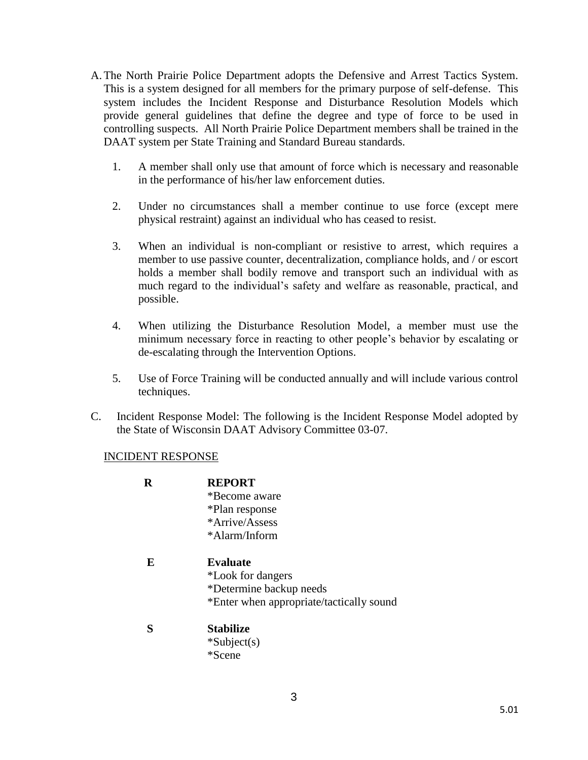A. The North Prairie Police Department adopts the Defensive and Arrest Tactics System. This is a system designed for all members for the primary purpose of self-defense. This system includes the Incident Response and Disturbance Resolution Models which provide general guidelines that define the degree and type of force to be used in controlling suspects. All North Prairie Police Department members shall be trained in the DAAT system per State Training and Standard Bureau standards.

   1. A member shall only use that amount of force which is necessary and reasonable in the performance of his/her law enforcement duties.

   2. Under no circumstances shall a member continue to use force (except mere physical restraint) against an individual who has ceased to resist.

   3. When an individual is non-compliant or resistive to arrest, which requires a member to use passive counter, decentralization, compliance holds, and / or escort holds a member shall bodily remove and transport such an individual with as much regard to the individual's safety and welfare as reasonable, practical, and possible.

   4. When utilizing the Disturbance Resolution Model, a member must use the minimum necessary force in reacting to other people's behavior by escalating or de-escalating through the Intervention Options.

   5. Use of Force Training will be conducted annually and will include various control techniques.

C. Incident Response Model: The following is the Incident Response Model adopted by the State of Wisconsin DAAT Advisory Committee 03-07.

<u>INCIDENT RESPONSE</u>

**R** **REPORT**
*Become aware
*Plan response
*Arrive/Assess
*Alarm/Inform

**E** **Evaluate**
*Look for dangers
*Determine backup needs
*Enter when appropriate/tactically sound

**S** **Stabilize**
*Subject(s)
*Scene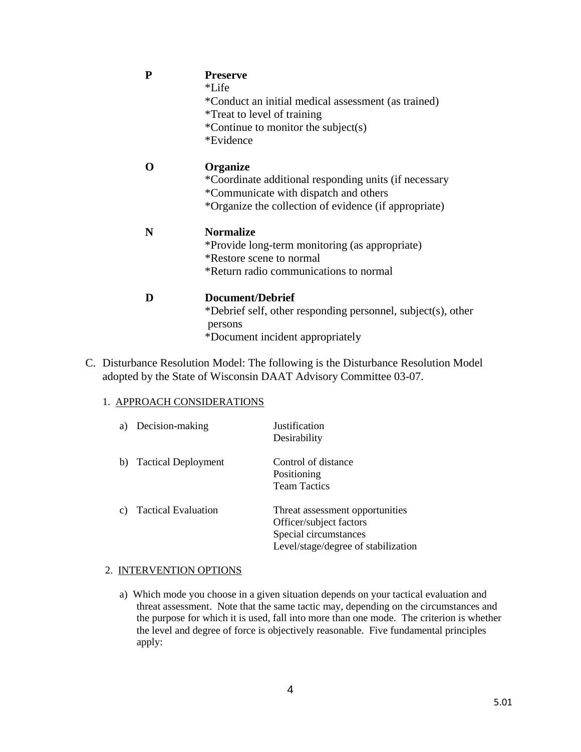**P** **Preserve**
*Life
*Conduct an initial medical assessment (as trained)
*Treat to level of training
*Continue to monitor the subject(s)
*Evidence

**O** **Organize**
*Coordinate additional responding units (if necessary
*Communicate with dispatch and others
*Organize the collection of evidence (if appropriate)

**N** **Normalize**
*Provide long-term monitoring (as appropriate)
*Restore scene to normal
*Return radio communications to normal

**D** **Document/Debrief**
*Debrief self, other responding personnel, subject(s), other persons
*Document incident appropriately

C. Disturbance Resolution Model: The following is the Disturbance Resolution Model adopted by the State of Wisconsin DAAT Advisory Committee 03-07.

1. APPROACH CONSIDERATIONS

| | |
|---|---|
| a) Decision-making | Justification<br>Desirability |
| b) Tactical Deployment | Control of distance<br>Positioning<br>Team Tactics |
| c) Tactical Evaluation | Threat assessment opportunities<br>Officer/subject factors<br>Special circumstances<br>Level/stage/degree of stabilization |

2. INTERVENTION OPTIONS

a) Which mode you choose in a given situation depends on your tactical evaluation and threat assessment. Note that the same tactic may, depending on the circumstances and the purpose for which it is used, fall into more than one mode. The criterion is whether the level and degree of force is objectively reasonable. Five fundamental principles apply: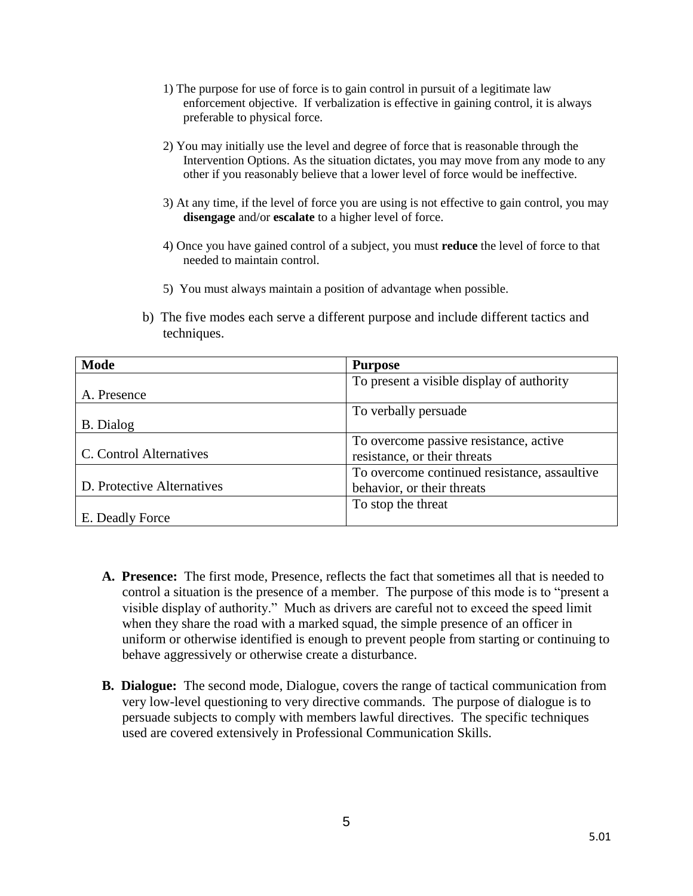1) The purpose for use of force is to gain control in pursuit of a legitimate law enforcement objective. If verbalization is effective in gaining control, it is always preferable to physical force.

2) You may initially use the level and degree of force that is reasonable through the Intervention Options. As the situation dictates, you may move from any mode to any other if you reasonably believe that a lower level of force would be ineffective.

3) At any time, if the level of force you are using is not effective to gain control, you may **disengage** and/or **escalate** to a higher level of force.

4) Once you have gained control of a subject, you must **reduce** the level of force to that needed to maintain control.

5) You must always maintain a position of advantage when possible.

b) The five modes each serve a different purpose and include different tactics and techniques.

| **Mode** | **Purpose** |
|---|---|
| A. Presence | To present a visible display of authority |
| B. Dialog | To verbally persuade |
| C. Control Alternatives | To overcome passive resistance, active resistance, or their threats |
| D. Protective Alternatives | To overcome continued resistance, assaultive behavior, or their threats |
| E. Deadly Force | To stop the threat |

**A. Presence:** The first mode, Presence, reflects the fact that sometimes all that is needed to control a situation is the presence of a member. The purpose of this mode is to "present a visible display of authority." Much as drivers are careful not to exceed the speed limit when they share the road with a marked squad, the simple presence of an officer in uniform or otherwise identified is enough to prevent people from starting or continuing to behave aggressively or otherwise create a disturbance.

**B. Dialogue:** The second mode, Dialogue, covers the range of tactical communication from very low-level questioning to very directive commands. The purpose of dialogue is to persuade subjects to comply with members lawful directives. The specific techniques used are covered extensively in Professional Communication Skills.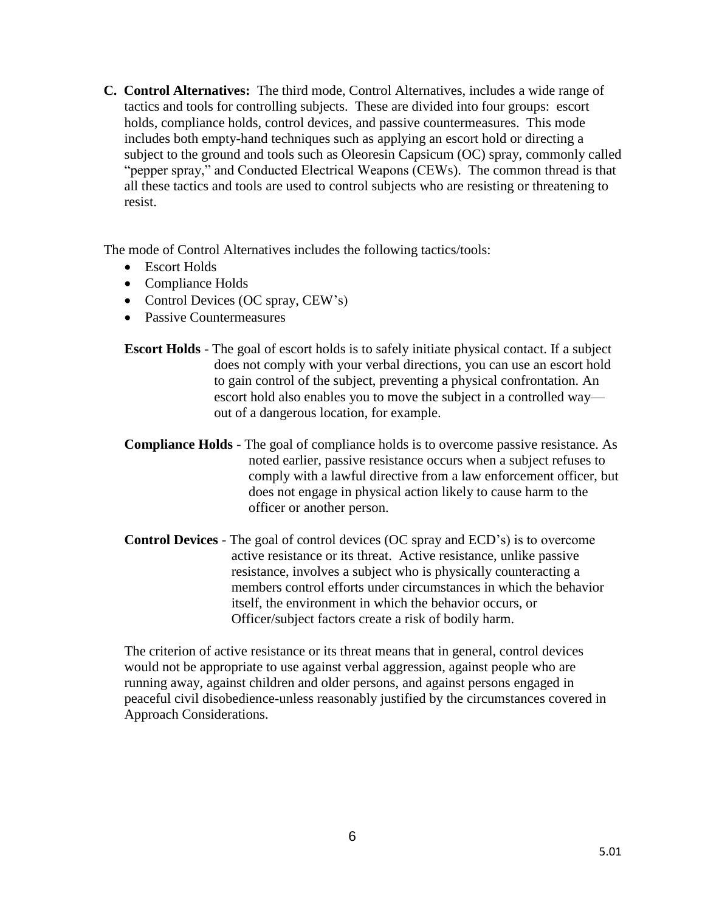**C. Control Alternatives:** The third mode, Control Alternatives, includes a wide range of tactics and tools for controlling subjects. These are divided into four groups: escort holds, compliance holds, control devices, and passive countermeasures. This mode includes both empty-hand techniques such as applying an escort hold or directing a subject to the ground and tools such as Oleoresin Capsicum (OC) spray, commonly called "pepper spray," and Conducted Electrical Weapons (CEWs). The common thread is that all these tactics and tools are used to control subjects who are resisting or threatening to resist.

The mode of Control Alternatives includes the following tactics/tools:

- Escort Holds
- Compliance Holds
- Control Devices (OC spray, CEW's)
- Passive Countermeasures

**Escort Holds** - The goal of escort holds is to safely initiate physical contact. If a subject does not comply with your verbal directions, you can use an escort hold to gain control of the subject, preventing a physical confrontation. An escort hold also enables you to move the subject in a controlled way—out of a dangerous location, for example.

**Compliance Holds** - The goal of compliance holds is to overcome passive resistance. As noted earlier, passive resistance occurs when a subject refuses to comply with a lawful directive from a law enforcement officer, but does not engage in physical action likely to cause harm to the officer or another person.

**Control Devices** - The goal of control devices (OC spray and ECD's) is to overcome active resistance or its threat. Active resistance, unlike passive resistance, involves a subject who is physically counteracting a members control efforts under circumstances in which the behavior itself, the environment in which the behavior occurs, or Officer/subject factors create a risk of bodily harm.

The criterion of active resistance or its threat means that in general, control devices would not be appropriate to use against verbal aggression, against people who are running away, against children and older persons, and against persons engaged in peaceful civil disobedience-unless reasonably justified by the circumstances covered in Approach Considerations.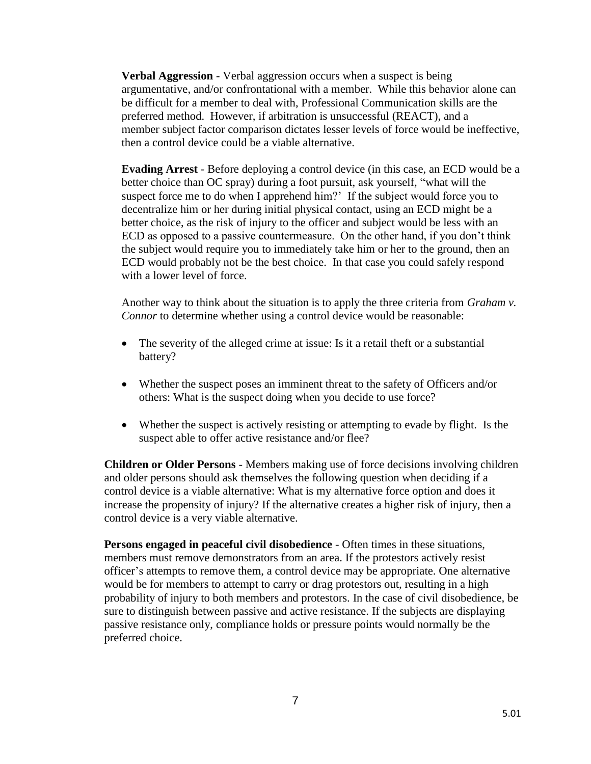**Verbal Aggression** - Verbal aggression occurs when a suspect is being argumentative, and/or confrontational with a member. While this behavior alone can be difficult for a member to deal with, Professional Communication skills are the preferred method. However, if arbitration is unsuccessful (REACT), and a member subject factor comparison dictates lesser levels of force would be ineffective, then a control device could be a viable alternative.

**Evading Arrest** - Before deploying a control device (in this case, an ECD would be a better choice than OC spray) during a foot pursuit, ask yourself, "what will the suspect force me to do when I apprehend him?' If the subject would force you to decentralize him or her during initial physical contact, using an ECD might be a better choice, as the risk of injury to the officer and subject would be less with an ECD as opposed to a passive countermeasure. On the other hand, if you don't think the subject would require you to immediately take him or her to the ground, then an ECD would probably not be the best choice. In that case you could safely respond with a lower level of force.

Another way to think about the situation is to apply the three criteria from *Graham v. Connor* to determine whether using a control device would be reasonable:

- The severity of the alleged crime at issue: Is it a retail theft or a substantial battery?
- Whether the suspect poses an imminent threat to the safety of Officers and/or others: What is the suspect doing when you decide to use force?
- Whether the suspect is actively resisting or attempting to evade by flight. Is the suspect able to offer active resistance and/or flee?

**Children or Older Persons** - Members making use of force decisions involving children and older persons should ask themselves the following question when deciding if a control device is a viable alternative: What is my alternative force option and does it increase the propensity of injury? If the alternative creates a higher risk of injury, then a control device is a very viable alternative.

**Persons engaged in peaceful civil disobedience** - Often times in these situations, members must remove demonstrators from an area. If the protestors actively resist officer's attempts to remove them, a control device may be appropriate. One alternative would be for members to attempt to carry or drag protestors out, resulting in a high probability of injury to both members and protestors. In the case of civil disobedience, be sure to distinguish between passive and active resistance. If the subjects are displaying passive resistance only, compliance holds or pressure points would normally be the preferred choice.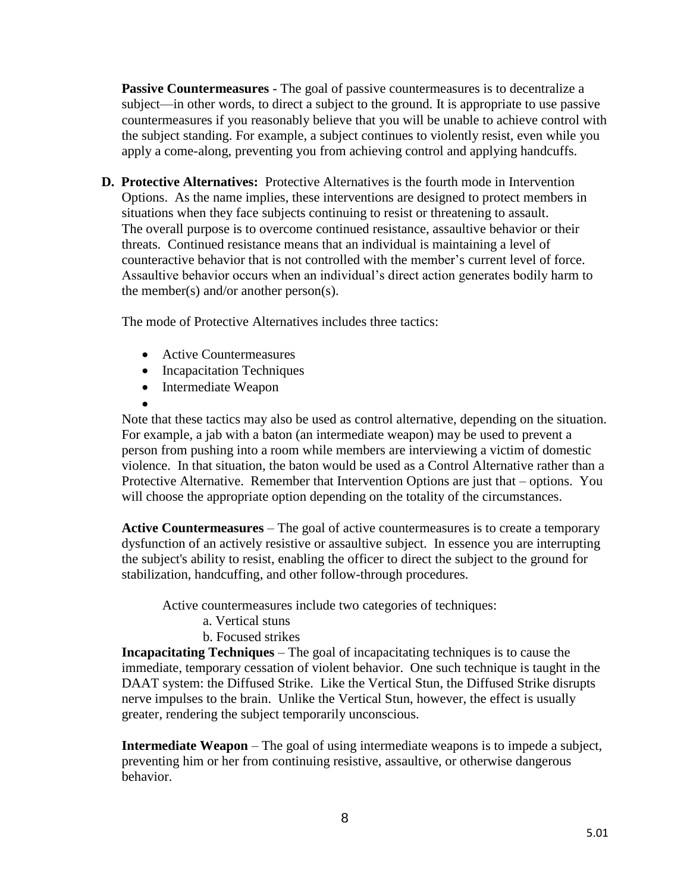**Passive Countermeasures** - The goal of passive countermeasures is to decentralize a subject—in other words, to direct a subject to the ground. It is appropriate to use passive countermeasures if you reasonably believe that you will be unable to achieve control with the subject standing. For example, a subject continues to violently resist, even while you apply a come-along, preventing you from achieving control and applying handcuffs.

**D. Protective Alternatives:** Protective Alternatives is the fourth mode in Intervention Options. As the name implies, these interventions are designed to protect members in situations when they face subjects continuing to resist or threatening to assault. The overall purpose is to overcome continued resistance, assaultive behavior or their threats. Continued resistance means that an individual is maintaining a level of counteractive behavior that is not controlled with the member's current level of force. Assaultive behavior occurs when an individual's direct action generates bodily harm to the member(s) and/or another person(s).

The mode of Protective Alternatives includes three tactics:

- Active Countermeasures
- Incapacitation Techniques
- Intermediate Weapon

Note that these tactics may also be used as control alternative, depending on the situation. For example, a jab with a baton (an intermediate weapon) may be used to prevent a person from pushing into a room while members are interviewing a victim of domestic violence. In that situation, the baton would be used as a Control Alternative rather than a Protective Alternative. Remember that Intervention Options are just that – options. You will choose the appropriate option depending on the totality of the circumstances.

**Active Countermeasures** – The goal of active countermeasures is to create a temporary dysfunction of an actively resistive or assaultive subject. In essence you are interrupting the subject's ability to resist, enabling the officer to direct the subject to the ground for stabilization, handcuffing, and other follow-through procedures.

Active countermeasures include two categories of techniques:

a. Vertical stuns
b. Focused strikes

**Incapacitating Techniques** – The goal of incapacitating techniques is to cause the immediate, temporary cessation of violent behavior. One such technique is taught in the DAAT system: the Diffused Strike. Like the Vertical Stun, the Diffused Strike disrupts nerve impulses to the brain. Unlike the Vertical Stun, however, the effect is usually greater, rendering the subject temporarily unconscious.

**Intermediate Weapon** – The goal of using intermediate weapons is to impede a subject, preventing him or her from continuing resistive, assaultive, or otherwise dangerous behavior.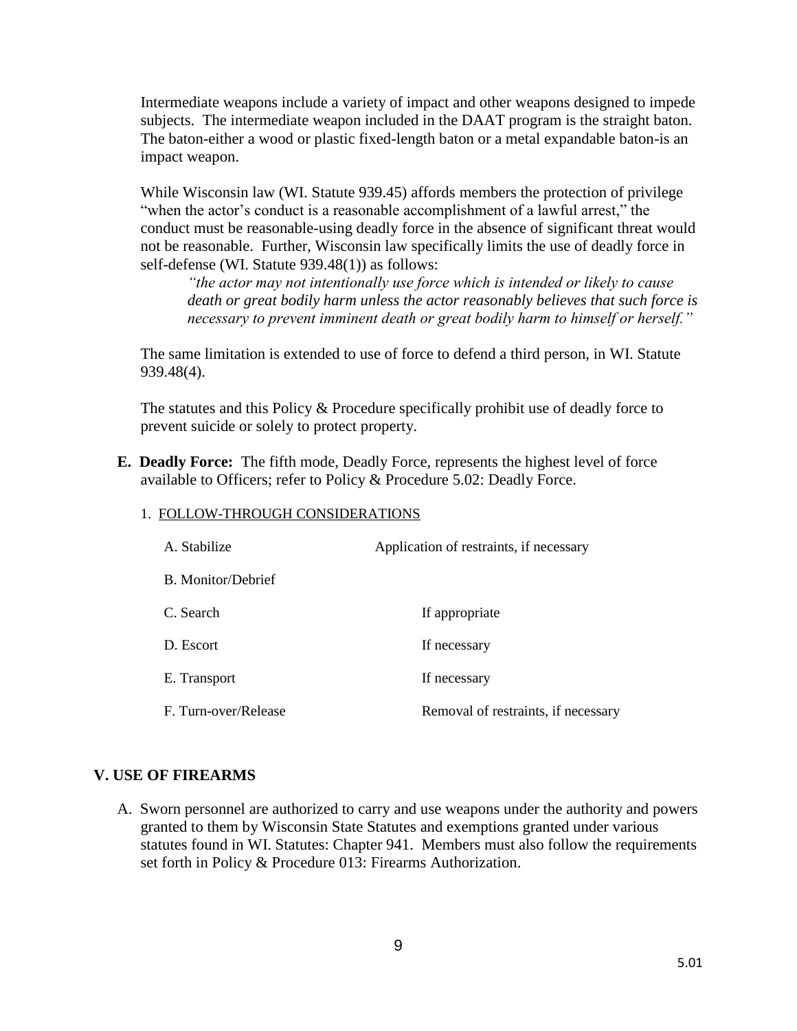Intermediate weapons include a variety of impact and other weapons designed to impede subjects. The intermediate weapon included in the DAAT program is the straight baton. The baton-either a wood or plastic fixed-length baton or a metal expandable baton-is an impact weapon.

While Wisconsin law (WI. Statute 939.45) affords members the protection of privilege "when the actor's conduct is a reasonable accomplishment of a lawful arrest," the conduct must be reasonable-using deadly force in the absence of significant threat would not be reasonable. Further, Wisconsin law specifically limits the use of deadly force in self-defense (WI. Statute 939.48(1)) as follows:

> *"the actor may not intentionally use force which is intended or likely to cause death or great bodily harm unless the actor reasonably believes that such force is necessary to prevent imminent death or great bodily harm to himself or herself."*

The same limitation is extended to use of force to defend a third person, in WI. Statute 939.48(4).

The statutes and this Policy & Procedure specifically prohibit use of deadly force to prevent suicide or solely to protect property.

**E. Deadly Force:** The fifth mode, Deadly Force, represents the highest level of force available to Officers; refer to Policy & Procedure 5.02: Deadly Force.

1. FOLLOW-THROUGH CONSIDERATIONS

| | |
|---|---|
| A. Stabilize | Application of restraints, if necessary |
| B. Monitor/Debrief | |
| C. Search | If appropriate |
| D. Escort | If necessary |
| E. Transport | If necessary |
| F. Turn-over/Release | Removal of restraints, if necessary |

## V. USE OF FIREARMS

A. Sworn personnel are authorized to carry and use weapons under the authority and powers granted to them by Wisconsin State Statutes and exemptions granted under various statutes found in WI. Statutes: Chapter 941. Members must also follow the requirements set forth in Policy & Procedure 013: Firearms Authorization.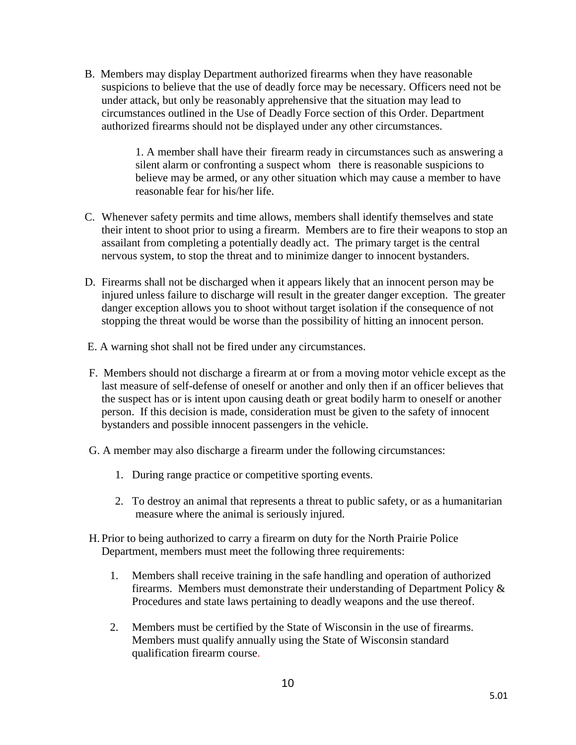B. Members may display Department authorized firearms when they have reasonable suspicions to believe that the use of deadly force may be necessary. Officers need not be under attack, but only be reasonably apprehensive that the situation may lead to circumstances outlined in the Use of Deadly Force section of this Order. Department authorized firearms should not be displayed under any other circumstances.

  1. A member shall have their firearm ready in circumstances such as answering a silent alarm or confronting a suspect whom there is reasonable suspicions to believe may be armed, or any other situation which may cause a member to have reasonable fear for his/her life.

C. Whenever safety permits and time allows, members shall identify themselves and state their intent to shoot prior to using a firearm. Members are to fire their weapons to stop an assailant from completing a potentially deadly act. The primary target is the central nervous system, to stop the threat and to minimize danger to innocent bystanders.

D. Firearms shall not be discharged when it appears likely that an innocent person may be injured unless failure to discharge will result in the greater danger exception. The greater danger exception allows you to shoot without target isolation if the consequence of not stopping the threat would be worse than the possibility of hitting an innocent person.

E. A warning shot shall not be fired under any circumstances.

F. Members should not discharge a firearm at or from a moving motor vehicle except as the last measure of self-defense of oneself or another and only then if an officer believes that the suspect has or is intent upon causing death or great bodily harm to oneself or another person. If this decision is made, consideration must be given to the safety of innocent bystanders and possible innocent passengers in the vehicle.

G. A member may also discharge a firearm under the following circumstances:

  1. During range practice or competitive sporting events.

  2. To destroy an animal that represents a threat to public safety, or as a humanitarian measure where the animal is seriously injured.

H. Prior to being authorized to carry a firearm on duty for the North Prairie Police Department, members must meet the following three requirements:

  1. Members shall receive training in the safe handling and operation of authorized firearms. Members must demonstrate their understanding of Department Policy & Procedures and state laws pertaining to deadly weapons and the use thereof.

  2. Members must be certified by the State of Wisconsin in the use of firearms. Members must qualify annually using the State of Wisconsin standard qualification firearm course.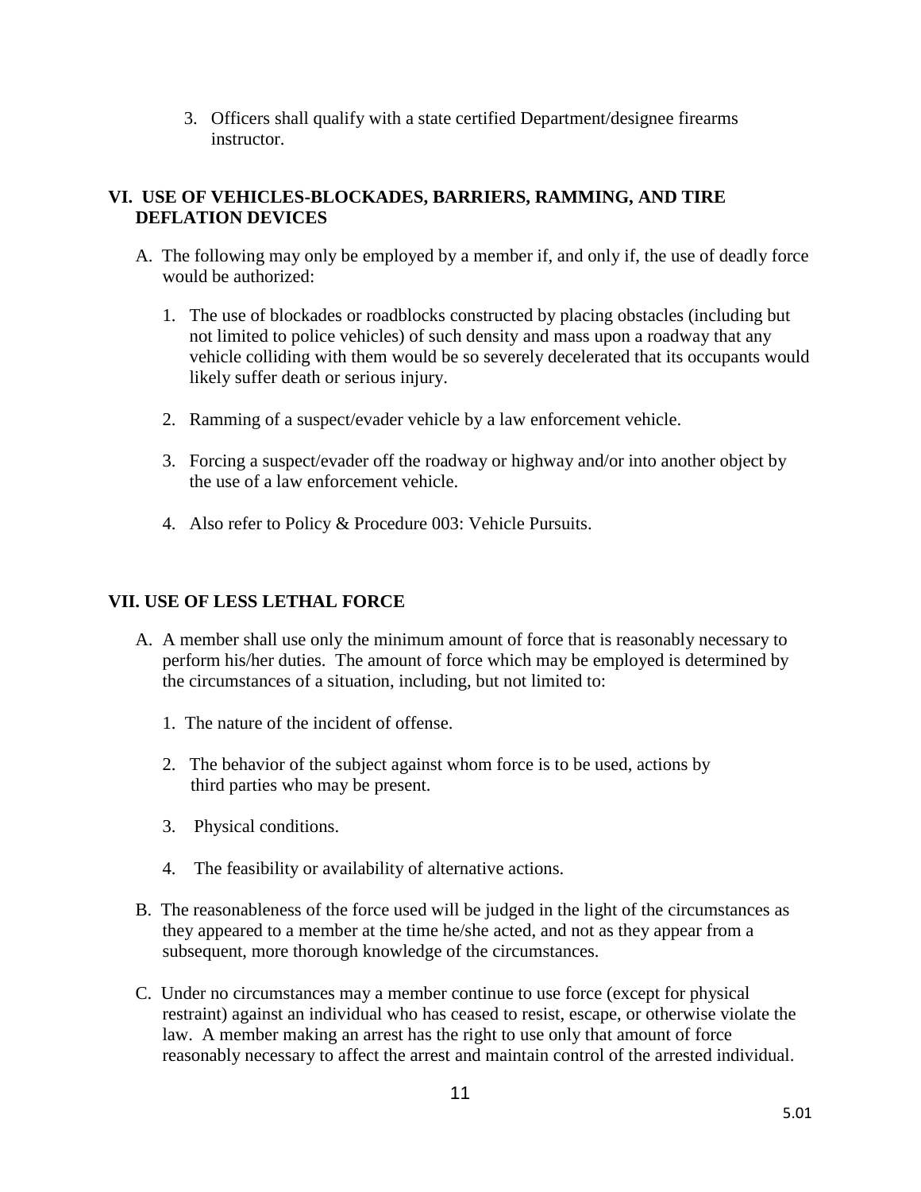3. Officers shall qualify with a state certified Department/designee firearms instructor.

## VI. USE OF VEHICLES-BLOCKADES, BARRIERS, RAMMING, AND TIRE DEFLATION DEVICES

A. The following may only be employed by a member if, and only if, the use of deadly force would be authorized:

1. The use of blockades or roadblocks constructed by placing obstacles (including but not limited to police vehicles) of such density and mass upon a roadway that any vehicle colliding with them would be so severely decelerated that its occupants would likely suffer death or serious injury.

2. Ramming of a suspect/evader vehicle by a law enforcement vehicle.

3. Forcing a suspect/evader off the roadway or highway and/or into another object by the use of a law enforcement vehicle.

4. Also refer to Policy & Procedure 003: Vehicle Pursuits.

## VII. USE OF LESS LETHAL FORCE

A. A member shall use only the minimum amount of force that is reasonably necessary to perform his/her duties. The amount of force which may be employed is determined by the circumstances of a situation, including, but not limited to:

1. The nature of the incident of offense.

2. The behavior of the subject against whom force is to be used, actions by third parties who may be present.

3. Physical conditions.

4. The feasibility or availability of alternative actions.

B. The reasonableness of the force used will be judged in the light of the circumstances as they appeared to a member at the time he/she acted, and not as they appear from a subsequent, more thorough knowledge of the circumstances.

C. Under no circumstances may a member continue to use force (except for physical restraint) against an individual who has ceased to resist, escape, or otherwise violate the law. A member making an arrest has the right to use only that amount of force reasonably necessary to affect the arrest and maintain control of the arrested individual.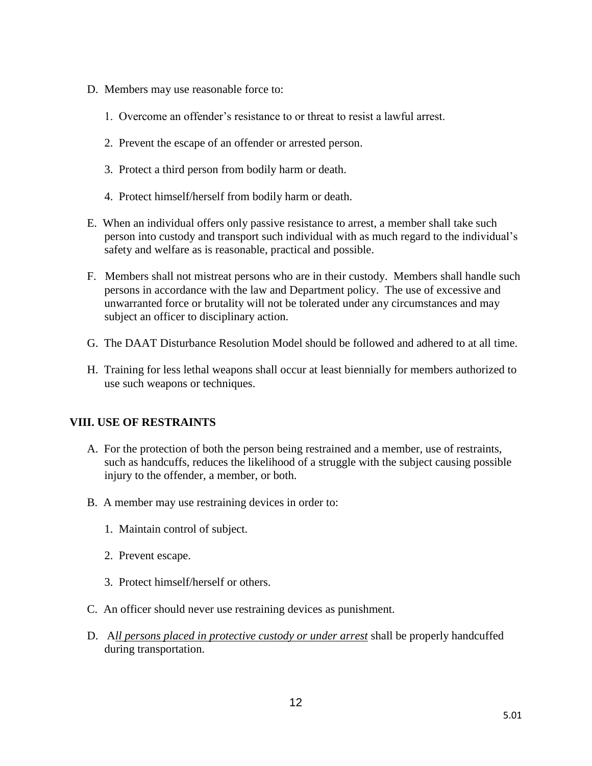D. Members may use reasonable force to:

1. Overcome an offender's resistance to or threat to resist a lawful arrest.

2. Prevent the escape of an offender or arrested person.

3. Protect a third person from bodily harm or death.

4. Protect himself/herself from bodily harm or death.

E. When an individual offers only passive resistance to arrest, a member shall take such person into custody and transport such individual with as much regard to the individual's safety and welfare as is reasonable, practical and possible.

F. Members shall not mistreat persons who are in their custody. Members shall handle such persons in accordance with the law and Department policy. The use of excessive and unwarranted force or brutality will not be tolerated under any circumstances and may subject an officer to disciplinary action.

G. The DAAT Disturbance Resolution Model should be followed and adhered to at all time.

H. Training for less lethal weapons shall occur at least biennially for members authorized to use such weapons or techniques.

## VIII. USE OF RESTRAINTS

A. For the protection of both the person being restrained and a member, use of restraints, such as handcuffs, reduces the likelihood of a struggle with the subject causing possible injury to the offender, a member, or both.

B. A member may use restraining devices in order to:

1. Maintain control of subject.

2. Prevent escape.

3. Protect himself/herself or others.

C. An officer should never use restraining devices as punishment.

D. A*ll persons placed in protective custody or under arrest* shall be properly handcuffed during transportation.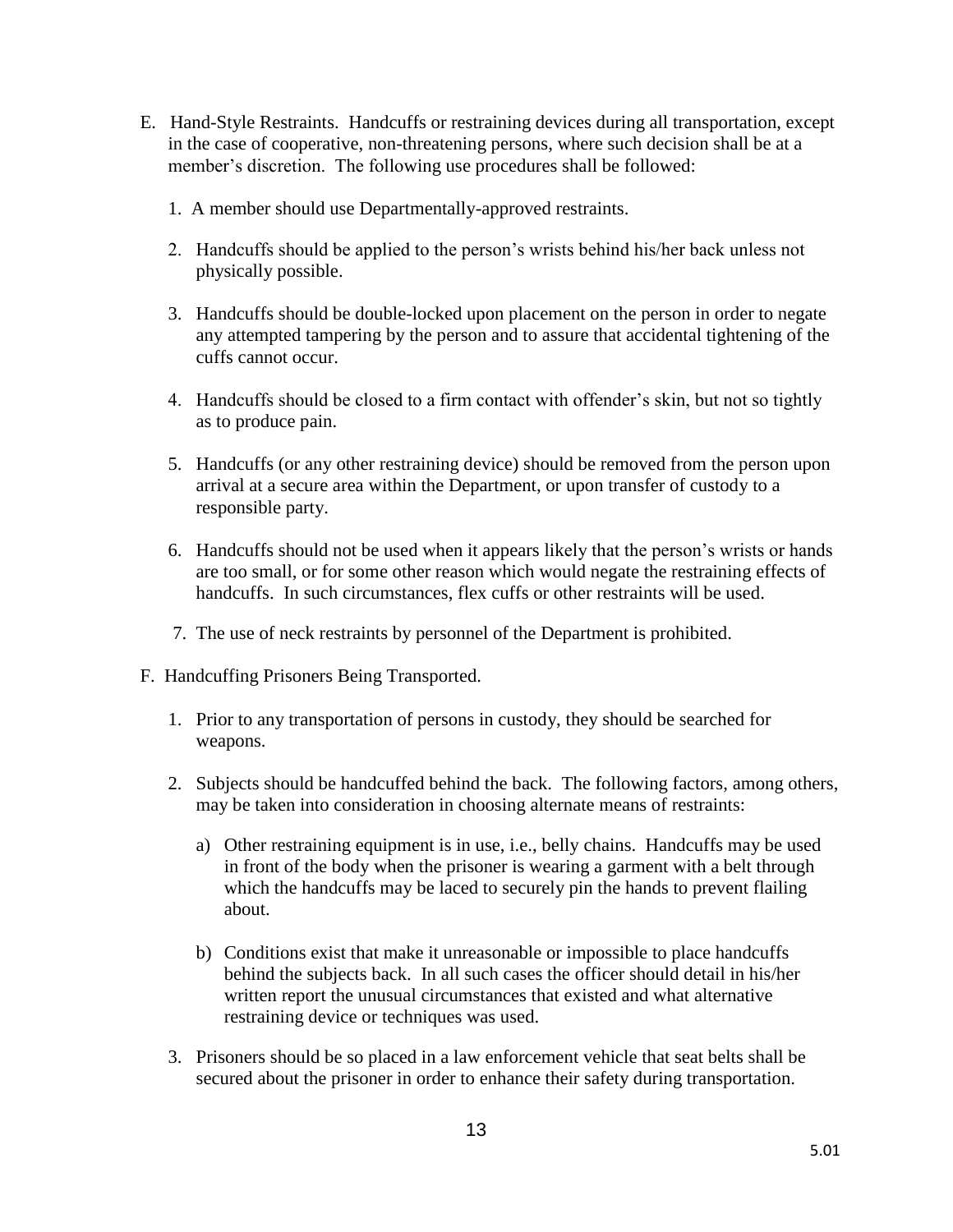E. Hand-Style Restraints. Handcuffs or restraining devices during all transportation, except in the case of cooperative, non-threatening persons, where such decision shall be at a member's discretion. The following use procedures shall be followed:

1. A member should use Departmentally-approved restraints.
2. Handcuffs should be applied to the person's wrists behind his/her back unless not physically possible.
3. Handcuffs should be double-locked upon placement on the person in order to negate any attempted tampering by the person and to assure that accidental tightening of the cuffs cannot occur.
4. Handcuffs should be closed to a firm contact with offender's skin, but not so tightly as to produce pain.
5. Handcuffs (or any other restraining device) should be removed from the person upon arrival at a secure area within the Department, or upon transfer of custody to a responsible party.
6. Handcuffs should not be used when it appears likely that the person's wrists or hands are too small, or for some other reason which would negate the restraining effects of handcuffs. In such circumstances, flex cuffs or other restraints will be used.
7. The use of neck restraints by personnel of the Department is prohibited.

F. Handcuffing Prisoners Being Transported.

1. Prior to any transportation of persons in custody, they should be searched for weapons.
2. Subjects should be handcuffed behind the back. The following factors, among others, may be taken into consideration in choosing alternate means of restraints:
   a) Other restraining equipment is in use, i.e., belly chains. Handcuffs may be used in front of the body when the prisoner is wearing a garment with a belt through which the handcuffs may be laced to securely pin the hands to prevent flailing about.
   b) Conditions exist that make it unreasonable or impossible to place handcuffs behind the subjects back. In all such cases the officer should detail in his/her written report the unusual circumstances that existed and what alternative restraining device or techniques was used.
3. Prisoners should be so placed in a law enforcement vehicle that seat belts shall be secured about the prisoner in order to enhance their safety during transportation.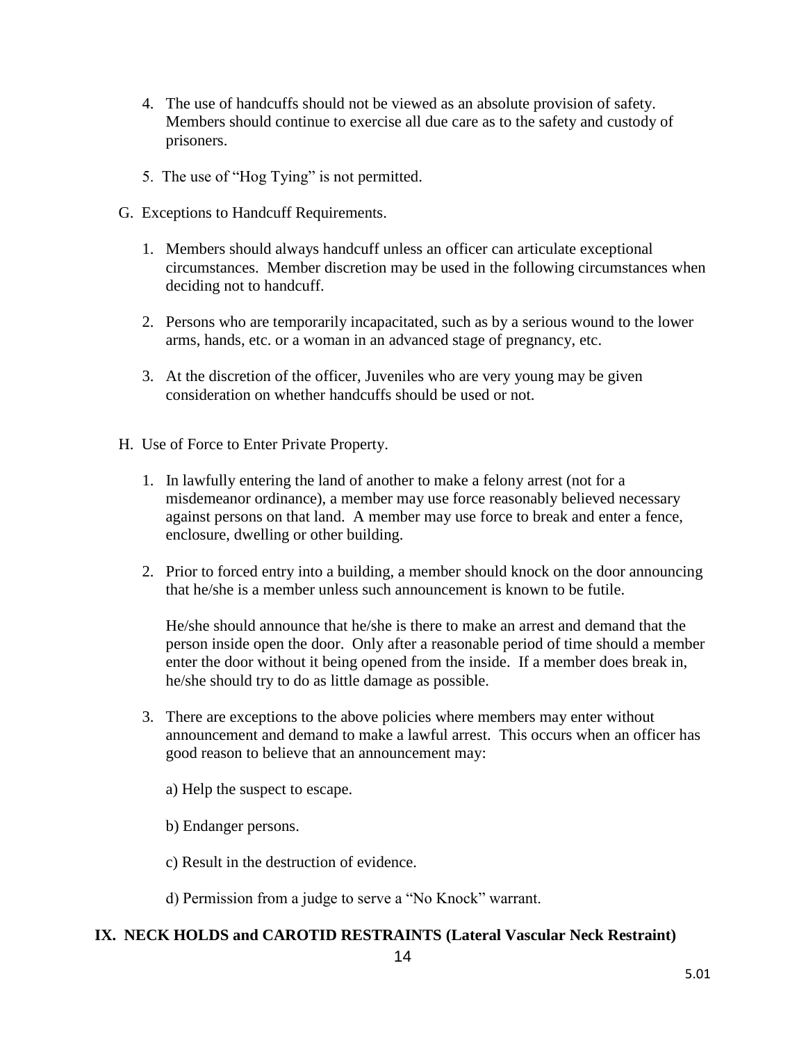4. The use of handcuffs should not be viewed as an absolute provision of safety. Members should continue to exercise all due care as to the safety and custody of prisoners.

5. The use of "Hog Tying" is not permitted.

G. Exceptions to Handcuff Requirements.

1. Members should always handcuff unless an officer can articulate exceptional circumstances. Member discretion may be used in the following circumstances when deciding not to handcuff.

2. Persons who are temporarily incapacitated, such as by a serious wound to the lower arms, hands, etc. or a woman in an advanced stage of pregnancy, etc.

3. At the discretion of the officer, Juveniles who are very young may be given consideration on whether handcuffs should be used or not.

H. Use of Force to Enter Private Property.

1. In lawfully entering the land of another to make a felony arrest (not for a misdemeanor ordinance), a member may use force reasonably believed necessary against persons on that land. A member may use force to break and enter a fence, enclosure, dwelling or other building.

2. Prior to forced entry into a building, a member should knock on the door announcing that he/she is a member unless such announcement is known to be futile.

   He/she should announce that he/she is there to make an arrest and demand that the person inside open the door. Only after a reasonable period of time should a member enter the door without it being opened from the inside. If a member does break in, he/she should try to do as little damage as possible.

3. There are exceptions to the above policies where members may enter without announcement and demand to make a lawful arrest. This occurs when an officer has good reason to believe that an announcement may:

   a) Help the suspect to escape.

   b) Endanger persons.

   c) Result in the destruction of evidence.

   d) Permission from a judge to serve a "No Knock" warrant.

## IX. NECK HOLDS and CAROTID RESTRAINTS (Lateral Vascular Neck Restraint)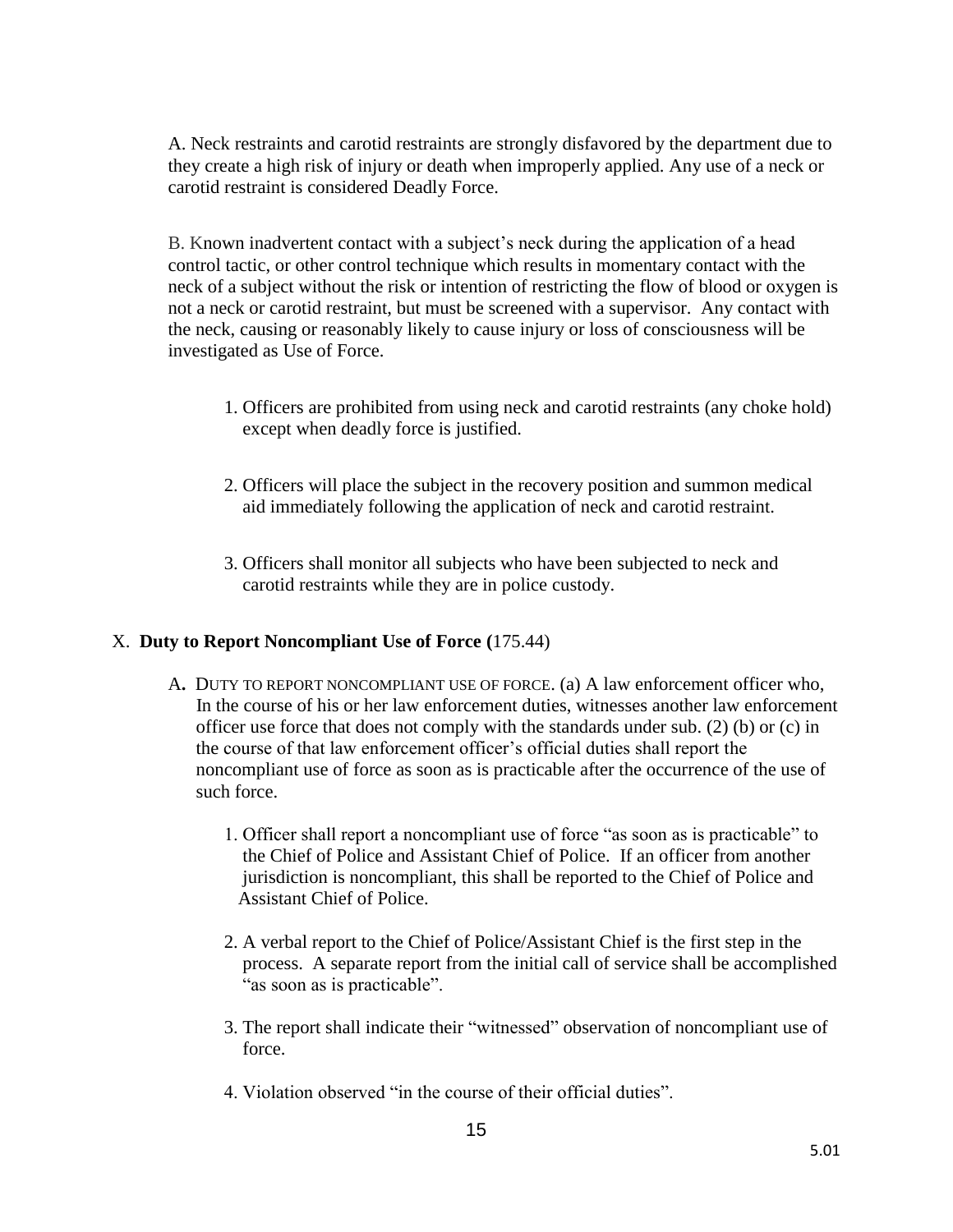A. Neck restraints and carotid restraints are strongly disfavored by the department due to they create a high risk of injury or death when improperly applied. Any use of a neck or carotid restraint is considered Deadly Force.

B. Known inadvertent contact with a subject's neck during the application of a head control tactic, or other control technique which results in momentary contact with the neck of a subject without the risk or intention of restricting the flow of blood or oxygen is not a neck or carotid restraint, but must be screened with a supervisor. Any contact with the neck, causing or reasonably likely to cause injury or loss of consciousness will be investigated as Use of Force.

1. Officers are prohibited from using neck and carotid restraints (any choke hold) except when deadly force is justified.

2. Officers will place the subject in the recovery position and summon medical aid immediately following the application of neck and carotid restraint.

3. Officers shall monitor all subjects who have been subjected to neck and carotid restraints while they are in police custody.

## X. **Duty to Report Noncompliant Use of Force (**175.44)

A**.** DUTY TO REPORT NONCOMPLIANT USE OF FORCE. (a) A law enforcement officer who, In the course of his or her law enforcement duties, witnesses another law enforcement officer use force that does not comply with the standards under sub. (2) (b) or (c) in the course of that law enforcement officer's official duties shall report the noncompliant use of force as soon as is practicable after the occurrence of the use of such force.

1. Officer shall report a noncompliant use of force "as soon as is practicable" to the Chief of Police and Assistant Chief of Police. If an officer from another jurisdiction is noncompliant, this shall be reported to the Chief of Police and Assistant Chief of Police.

2. A verbal report to the Chief of Police/Assistant Chief is the first step in the process. A separate report from the initial call of service shall be accomplished "as soon as is practicable".

3. The report shall indicate their "witnessed" observation of noncompliant use of force.

4. Violation observed "in the course of their official duties".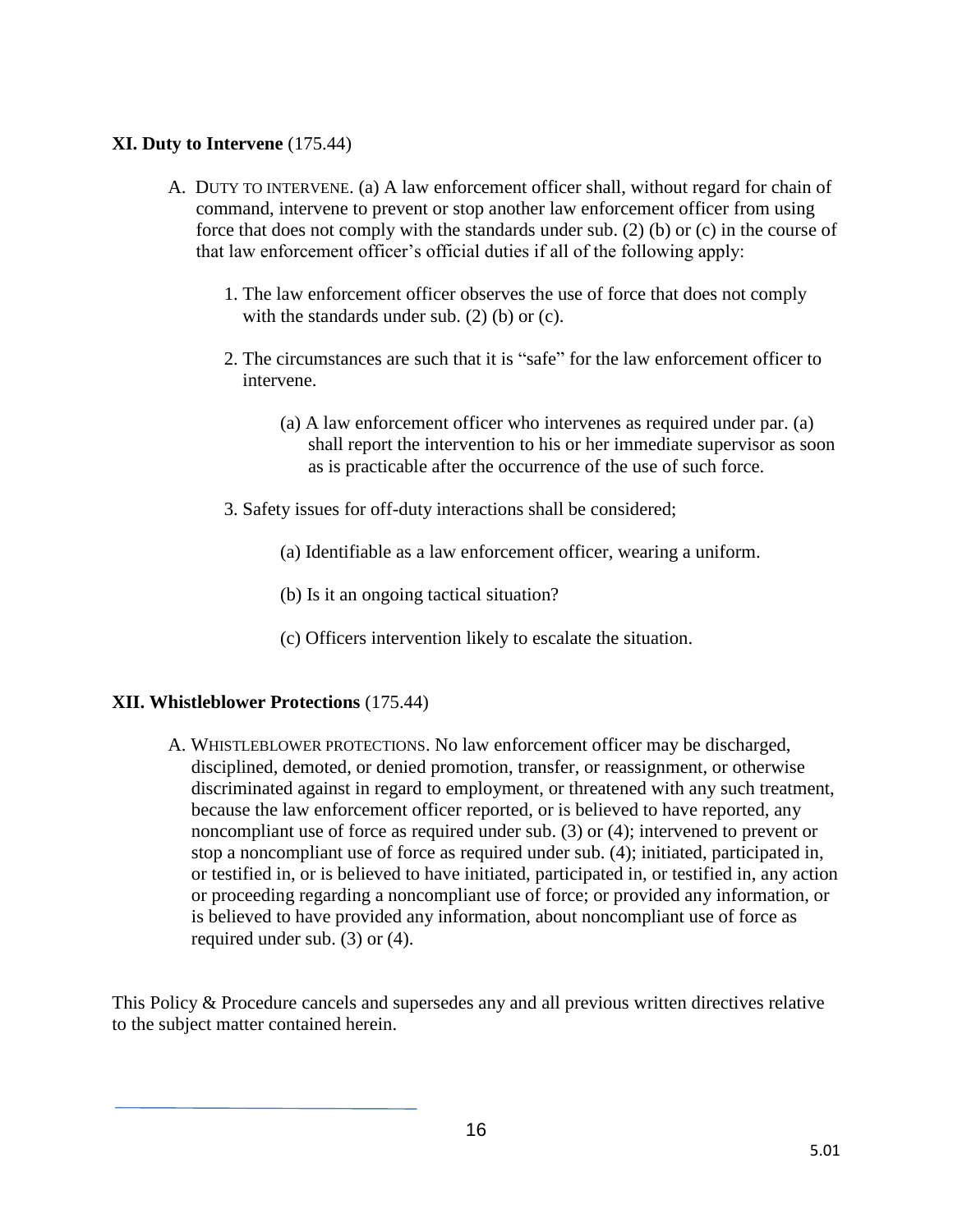**XI. Duty to Intervene** (175.44)

A. DUTY TO INTERVENE. (a) A law enforcement officer shall, without regard for chain of command, intervene to prevent or stop another law enforcement officer from using force that does not comply with the standards under sub. (2) (b) or (c) in the course of that law enforcement officer's official duties if all of the following apply:

   1. The law enforcement officer observes the use of force that does not comply with the standards under sub. (2) (b) or (c).

   2. The circumstances are such that it is "safe" for the law enforcement officer to intervene.

      (a) A law enforcement officer who intervenes as required under par. (a) shall report the intervention to his or her immediate supervisor as soon as is practicable after the occurrence of the use of such force.

   3. Safety issues for off-duty interactions shall be considered;

      (a) Identifiable as a law enforcement officer, wearing a uniform.

      (b) Is it an ongoing tactical situation?

      (c) Officers intervention likely to escalate the situation.

**XII. Whistleblower Protections** (175.44)

A. WHISTLEBLOWER PROTECTIONS. No law enforcement officer may be discharged, disciplined, demoted, or denied promotion, transfer, or reassignment, or otherwise discriminated against in regard to employment, or threatened with any such treatment, because the law enforcement officer reported, or is believed to have reported, any noncompliant use of force as required under sub. (3) or (4); intervened to prevent or stop a noncompliant use of force as required under sub. (4); initiated, participated in, or testified in, or is believed to have initiated, participated in, or testified in, any action or proceeding regarding a noncompliant use of force; or provided any information, or is believed to have provided any information, about noncompliant use of force as required under sub. (3) or (4).

This Policy & Procedure cancels and supersedes any and all previous written directives relative to the subject matter contained herein.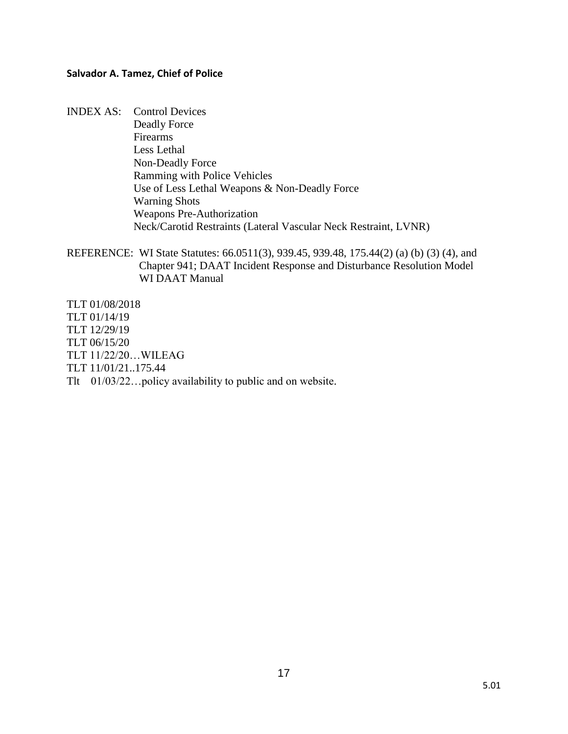**Salvador A. Tamez, Chief of Police**

INDEX AS: Control Devices
Deadly Force
Firearms
Less Lethal
Non-Deadly Force
Ramming with Police Vehicles
Use of Less Lethal Weapons & Non-Deadly Force
Warning Shots
Weapons Pre-Authorization
Neck/Carotid Restraints (Lateral Vascular Neck Restraint, LVNR)

REFERENCE: WI State Statutes: 66.0511(3), 939.45, 939.48, 175.44(2) (a) (b) (3) (4), and Chapter 941; DAAT Incident Response and Disturbance Resolution Model WI DAAT Manual

TLT 01/08/2018
TLT 01/14/19
TLT 12/29/19
TLT 06/15/20
TLT 11/22/20…WILEAG
TLT 11/01/21..175.44
Tlt 01/03/22…policy availability to public and on website.

5.01